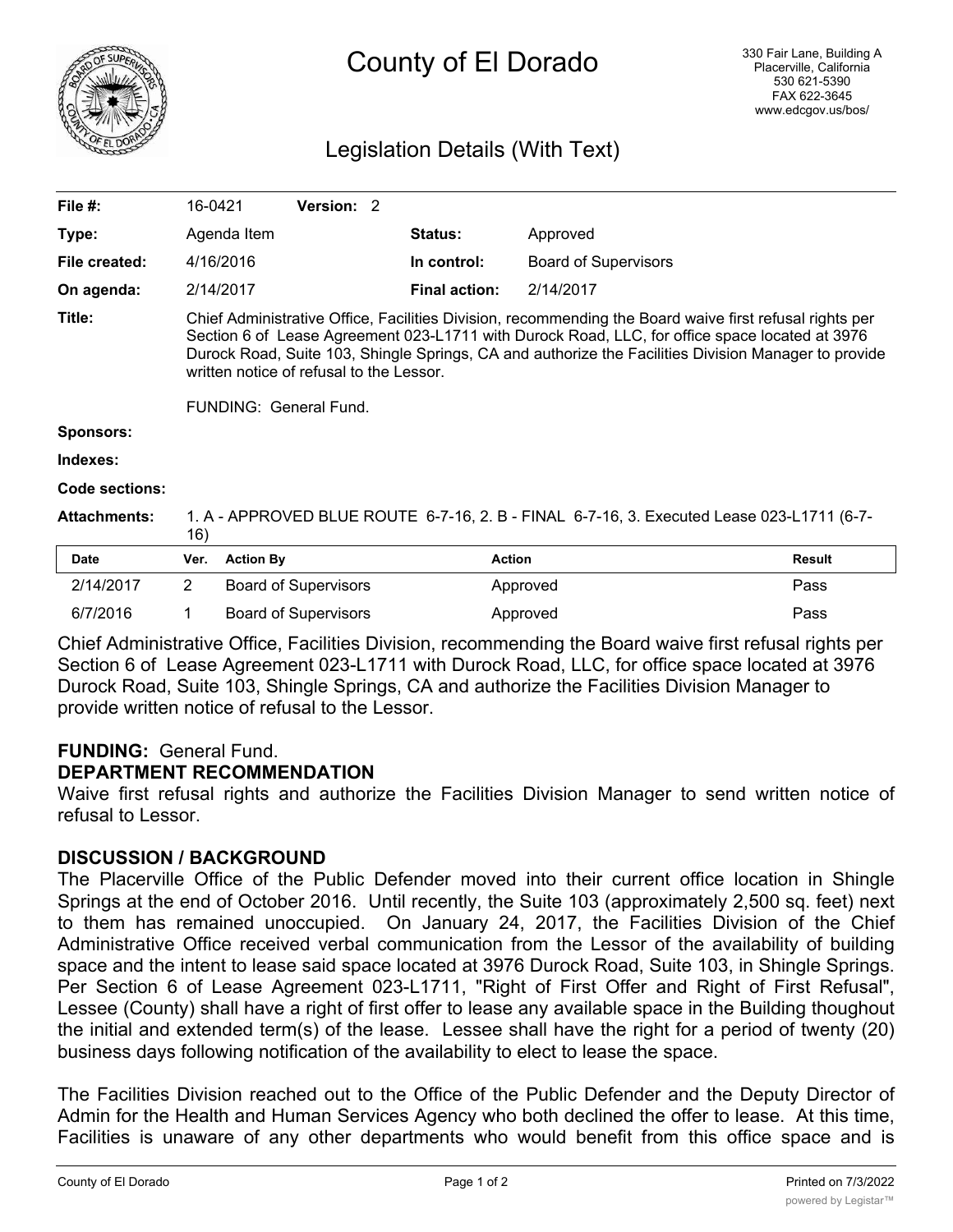# County of El Dorado

330 Fair Lane, Building A
Placerville, California
530 621-5390
FAX 622-3645
www.edcgov.us/bos/

## Legislation Details (With Text)

| | | | | |
|---|---|---|---|---|
| **File #:** | 16-0421 | **Version:** 2 | | |
| **Type:** | Agenda Item | | **Status:** | Approved |
| **File created:** | 4/16/2016 | | **In control:** | Board of Supervisors |
| **On agenda:** | 2/14/2017 | | **Final action:** | 2/14/2017 |

**Title:** Chief Administrative Office, Facilities Division, recommending the Board waive first refusal rights per Section 6 of Lease Agreement 023-L1711 with Durock Road, LLC, for office space located at 3976 Durock Road, Suite 103, Shingle Springs, CA and authorize the Facilities Division Manager to provide written notice of refusal to the Lessor.

FUNDING: General Fund.

**Sponsors:**

**Indexes:**

**Code sections:**

**Attachments:** 1. A - APPROVED BLUE ROUTE 6-7-16, 2. B - FINAL 6-7-16, 3. Executed Lease 023-L1711 (6-7-16)

| Date | Ver. | Action By | Action | Result |
|---|---|---|---|---|
| 2/14/2017 | 2 | Board of Supervisors | Approved | Pass |
| 6/7/2016 | 1 | Board of Supervisors | Approved | Pass |

Chief Administrative Office, Facilities Division, recommending the Board waive first refusal rights per Section 6 of Lease Agreement 023-L1711 with Durock Road, LLC, for office space located at 3976 Durock Road, Suite 103, Shingle Springs, CA and authorize the Facilities Division Manager to provide written notice of refusal to the Lessor.

**FUNDING:** General Fund.

**DEPARTMENT RECOMMENDATION**

Waive first refusal rights and authorize the Facilities Division Manager to send written notice of refusal to Lessor.

**DISCUSSION / BACKGROUND**

The Placerville Office of the Public Defender moved into their current office location in Shingle Springs at the end of October 2016. Until recently, the Suite 103 (approximately 2,500 sq. feet) next to them has remained unoccupied. On January 24, 2017, the Facilities Division of the Chief Administrative Office received verbal communication from the Lessor of the availability of building space and the intent to lease said space located at 3976 Durock Road, Suite 103, in Shingle Springs. Per Section 6 of Lease Agreement 023-L1711, "Right of First Offer and Right of First Refusal", Lessee (County) shall have a right of first offer to lease any available space in the Building thoughout the initial and extended term(s) of the lease. Lessee shall have the right for a period of twenty (20) business days following notification of the availability to elect to lease the space.

The Facilities Division reached out to the Office of the Public Defender and the Deputy Director of Admin for the Health and Human Services Agency who both declined the offer to lease. At this time, Facilities is unaware of any other departments who would benefit from this office space and is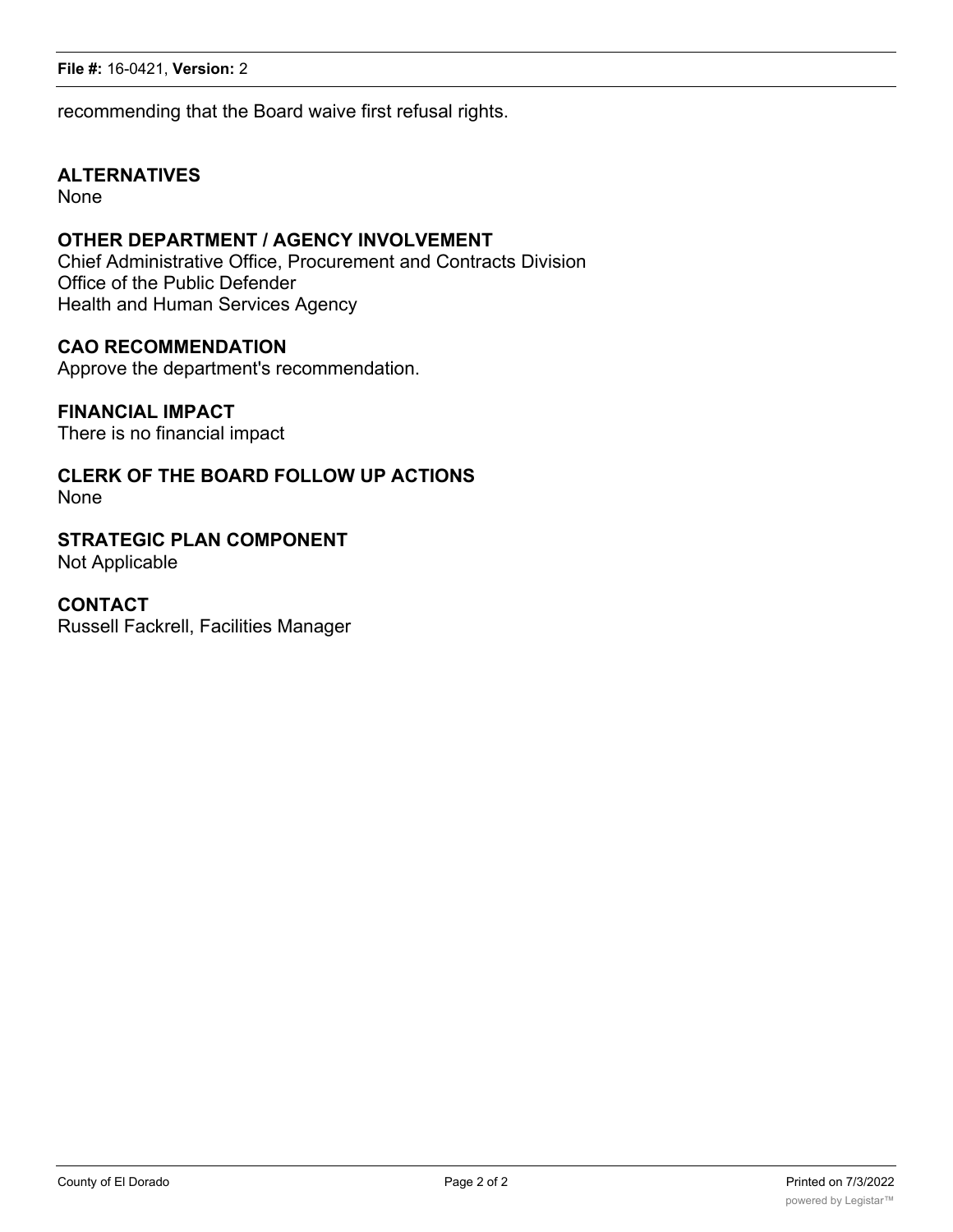recommending that the Board waive first refusal rights.

**ALTERNATIVES**
None

**OTHER DEPARTMENT / AGENCY INVOLVEMENT**
Chief Administrative Office, Procurement and Contracts Division
Office of the Public Defender
Health and Human Services Agency

**CAO RECOMMENDATION**
Approve the department's recommendation.

**FINANCIAL IMPACT**
There is no financial impact

**CLERK OF THE BOARD FOLLOW UP ACTIONS**
None

**STRATEGIC PLAN COMPONENT**
Not Applicable

**CONTACT**
Russell Fackrell, Facilities Manager